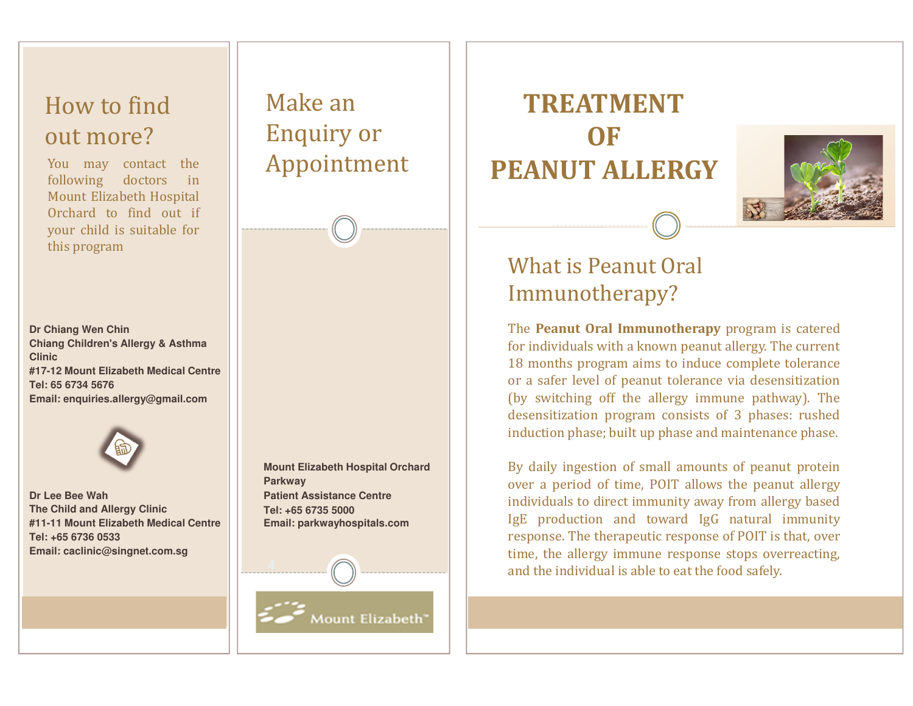## How to find out more?

You may contact the following doctors in Mount Elizabeth Hospital Orchard to find out if your child is suitable for this program

**Dr Chiang Wen Chin**
**Chiang Children's Allergy & Asthma Clinic**
**#17-12 Mount Elizabeth Medical Centre**
**Tel: 65 6734 5676**
**Email: enquiries.allergy@gmail.com**

**Dr Lee Bee Wah**
**The Child and Allergy Clinic**
**#11-11 Mount Elizabeth Medical Centre**
**Tel: +65 6736 0533**
**Email: caclinic@singnet.com.sg**

## Make an Enquiry or Appointment

**Mount Elizabeth Hospital Orchard Parkway**
**Patient Assistance Centre**
**Tel: +65 6735 5000**
**Email: parkwayhospitals.com**

Mount Elizabeth™

# TREATMENT OF PEANUT ALLERGY

## What is Peanut Oral Immunotherapy?

The **Peanut Oral Immunotherapy** program is catered for individuals with a known peanut allergy. The current 18 months program aims to induce complete tolerance or a safer level of peanut tolerance via desensitization (by switching off the allergy immune pathway). The desensitization program consists of 3 phases: rushed induction phase; built up phase and maintenance phase.

By daily ingestion of small amounts of peanut protein over a period of time, POIT allows the peanut allergy individuals to direct immunity away from allergy based IgE production and toward IgG natural immunity response. The therapeutic response of POIT is that, over time, the allergy immune response stops overreacting, and the individual is able to eat the food safely.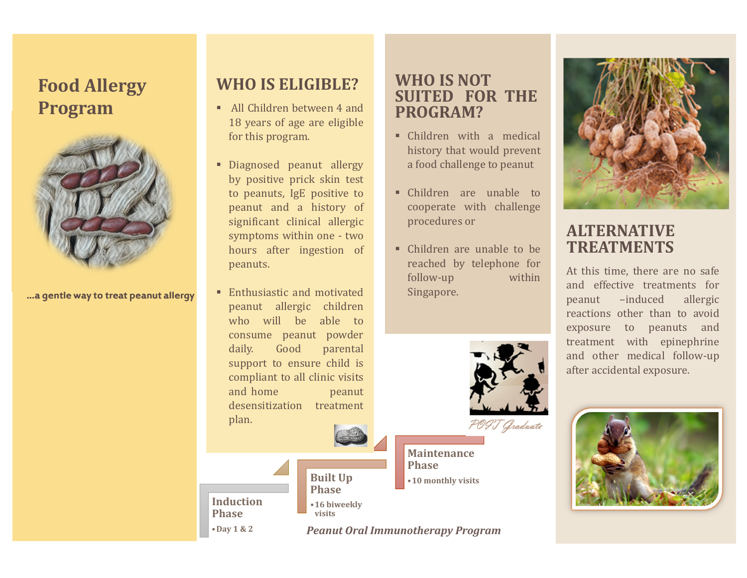# Food Allergy Program

...a gentle way to treat peanut allergy

## WHO IS ELIGIBLE?

- All Children between 4 and 18 years of age are eligible for this program.
- Diagnosed peanut allergy by positive prick skin test to peanuts, IgE positive to peanut and a history of significant clinical allergic symptoms within one - two hours after ingestion of peanuts.
- Enthusiastic and motivated peanut allergic children who will be able to consume peanut powder daily. Good parental support to ensure child is compliant to all clinic visits and home peanut desensitization treatment plan.

## WHO IS NOT SUITED FOR THE PROGRAM?

- Children with a medical history that would prevent a food challenge to peanut
- Children are unable to cooperate with challenge procedures or
- Children are unable to be reached by telephone for follow-up within Singapore.

POIT Graduate

**Induction Phase**
- Day 1 & 2

**Built Up Phase**
- 16 biweekly visits

**Maintenance Phase**
- 10 monthly visits

*Peanut Oral Immunotherapy Program*

## ALTERNATIVE TREATMENTS

At this time, there are no safe and effective treatments for peanut –induced allergic reactions other than to avoid exposure to peanuts and treatment with epinephrine and other medical follow-up after accidental exposure.